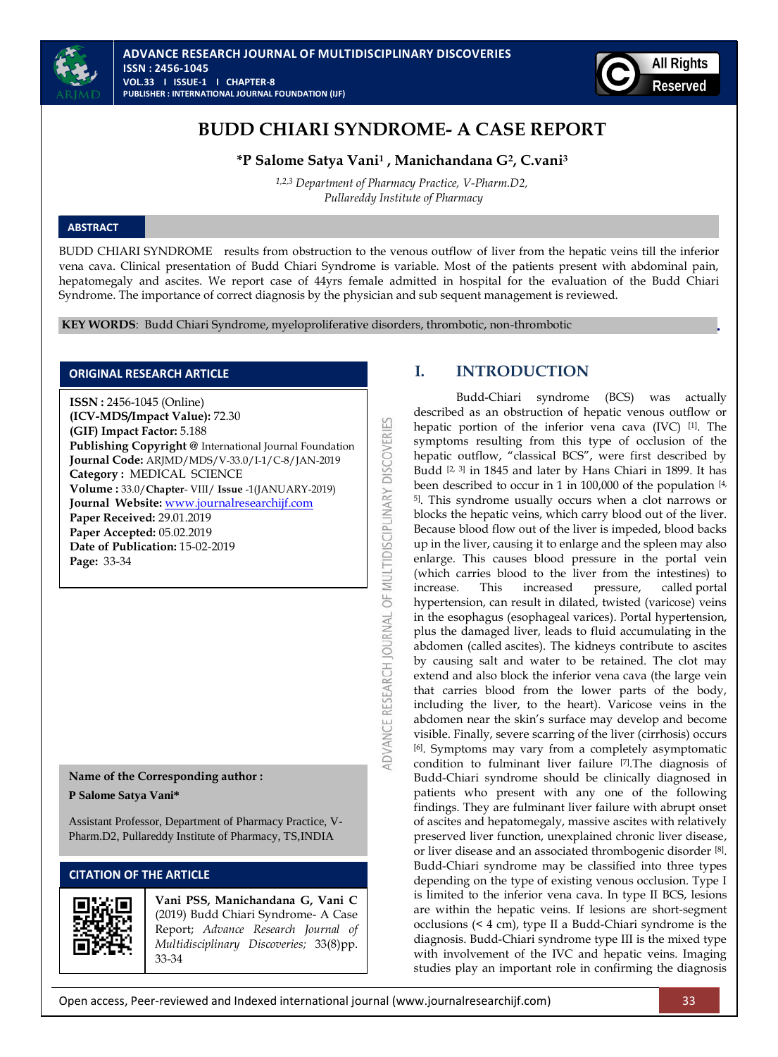# BUDD CHIARI SYNDROME- A CASE REPORT

**\*P Salome Satya Vani[1] , Manichandana G[2], C.vani[3]**

*[1,2,3] Department of Pharmacy Practice, V-Pharm.D2, Pullareddy Institute of Pharmacy*

## ABSTRACT

BUDD CHIARI SYNDROME results from obstruction to the venous outflow of liver from the hepatic veins till the inferior vena cava. Clinical presentation of Budd Chiari Syndrome is variable. Most of the patients present with abdominal pain, hepatomegaly and ascites. We report case of 44yrs female admitted in hospital for the evaluation of the Budd Chiari Syndrome. The importance of correct diagnosis by the physician and sub sequent management is reviewed.

**KEY WORDS**: Budd Chiari Syndrome, myeloproliferative disorders, thrombotic, non-thrombotic

## ORIGINAL RESEARCH ARTICLE

**ISSN :** 2456-1045 (Online)
**(ICV-MDS/Impact Value):** 72.30
**(GIF) Impact Factor:** 5.188
**Publishing Copyright @** International Journal Foundation
**Journal Code:** ARJMD/MDS/V-33.0/I-1/C-8/JAN-2019
**Category :** MEDICAL SCIENCE
**Volume :** 33.0/**Chapter**- VIII/ **Issue** -1(JANUARY-2019)
**Journal Website:** www.journalresearchijf.com
**Paper Received:** 29.01.2019
**Paper Accepted:** 05.02.2019
**Date of Publication:** 15-02-2019
**Page:** 33-34

**Name of the Corresponding author :**

**P Salome Satya Vani\***

Assistant Professor, Department of Pharmacy Practice, V-Pharm.D2, Pullareddy Institute of Pharmacy, TS,INDIA

## CITATION OF THE ARTICLE

**Vani PSS, Manichandana G, Vani C** (2019) Budd Chiari Syndrome- A Case Report; *Advance Research Journal of Multidisciplinary Discoveries;* 33(8)pp. 33-34

## I. INTRODUCTION

Budd-Chiari syndrome (BCS) was actually described as an obstruction of hepatic venous outflow or hepatic portion of the inferior vena cava (IVC) [1]. The symptoms resulting from this type of occlusion of the hepatic outflow, "classical BCS", were first described by Budd [2, 3] in 1845 and later by Hans Chiari in 1899. It has been described to occur in 1 in 100,000 of the population [4, 5]. This syndrome usually occurs when a clot narrows or blocks the hepatic veins, which carry blood out of the liver. Because blood flow out of the liver is impeded, blood backs up in the liver, causing it to enlarge and the spleen may also enlarge. This causes blood pressure in the portal vein (which carries blood to the liver from the intestines) to increase. This increased pressure, called portal hypertension, can result in dilated, twisted (varicose) veins in the esophagus (esophageal varices). Portal hypertension, plus the damaged liver, leads to fluid accumulating in the abdomen (called ascites). The kidneys contribute to ascites by causing salt and water to be retained. The clot may extend and also block the inferior vena cava (the large vein that carries blood from the lower parts of the body, including the liver, to the heart). Varicose veins in the abdomen near the skin's surface may develop and become visible. Finally, severe scarring of the liver (cirrhosis) occurs [6]. Symptoms may vary from a completely asymptomatic condition to fulminant liver failure [7].The diagnosis of Budd-Chiari syndrome should be clinically diagnosed in patients who present with any one of the following findings. They are fulminant liver failure with abrupt onset of ascites and hepatomegaly, massive ascites with relatively preserved liver function, unexplained chronic liver disease, or liver disease and an associated thrombogenic disorder [8]. Budd-Chiari syndrome may be classified into three types depending on the type of existing venous occlusion. Type I is limited to the inferior vena cava. In type II BCS, lesions are within the hepatic veins. If lesions are short-segment occlusions (< 4 cm), type II a Budd-Chiari syndrome is the diagnosis. Budd-Chiari syndrome type III is the mixed type with involvement of the IVC and hepatic veins. Imaging studies play an important role in confirming the diagnosis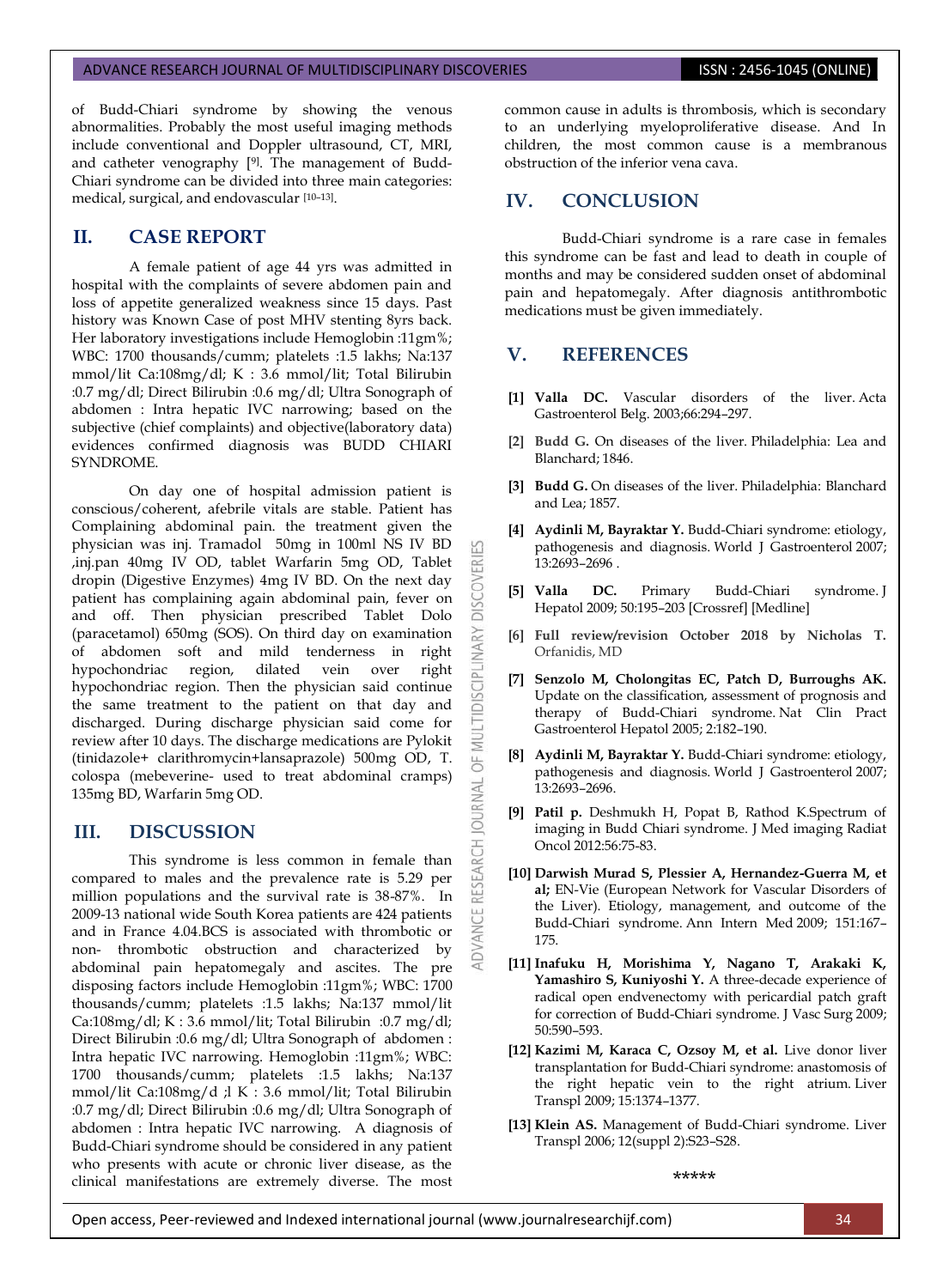of Budd-Chiari syndrome by showing the venous abnormalities. Probably the most useful imaging methods include conventional and Doppler ultrasound, CT, MRI, and catheter venography [9]. The management of Budd-Chiari syndrome can be divided into three main categories: medical, surgical, and endovascular [10–13].

## II. CASE REPORT

A female patient of age 44 yrs was admitted in hospital with the complaints of severe abdomen pain and loss of appetite generalized weakness since 15 days. Past history was Known Case of post MHV stenting 8yrs back. Her laboratory investigations include Hemoglobin :11gm%; WBC: 1700 thousands/cumm; platelets :1.5 lakhs; Na:137 mmol/lit Ca:108mg/dl; K : 3.6 mmol/lit; Total Bilirubin :0.7 mg/dl; Direct Bilirubin :0.6 mg/dl; Ultra Sonograph of abdomen : Intra hepatic IVC narrowing; based on the subjective (chief complaints) and objective(laboratory data) evidences confirmed diagnosis was BUDD CHIARI SYNDROME.

On day one of hospital admission patient is conscious/coherent, afebrile vitals are stable. Patient has Complaining abdominal pain. the treatment given the physician was inj. Tramadol 50mg in 100ml NS IV BD ,inj.pan 40mg IV OD, tablet Warfarin 5mg OD, Tablet dropin (Digestive Enzymes) 4mg IV BD. On the next day patient has complaining again abdominal pain, fever on and off. Then physician prescribed Tablet Dolo (paracetamol) 650mg (SOS). On third day on examination of abdomen soft and mild tenderness in right hypochondriac region, dilated vein over right hypochondriac region. Then the physician said continue the same treatment to the patient on that day and discharged. During discharge physician said come for review after 10 days. The discharge medications are Pylokit (tinidazole+ clarithromycin+lansaprazole) 500mg OD, T. colospa (mebeverine- used to treat abdominal cramps) 135mg BD, Warfarin 5mg OD.

## III. DISCUSSION

This syndrome is less common in female than compared to males and the prevalence rate is 5.29 per million populations and the survival rate is 38-87%. In 2009-13 national wide South Korea patients are 424 patients and in France 4.04.BCS is associated with thrombotic or non- thrombotic obstruction and characterized by abdominal pain hepatomegaly and ascites. The pre disposing factors include Hemoglobin :11gm%; WBC: 1700 thousands/cumm; platelets :1.5 lakhs; Na:137 mmol/lit Ca:108mg/dl; K : 3.6 mmol/lit; Total Bilirubin :0.7 mg/dl; Direct Bilirubin :0.6 mg/dl; Ultra Sonograph of abdomen : Intra hepatic IVC narrowing. Hemoglobin :11gm%; WBC: 1700 thousands/cumm; platelets :1.5 lakhs; Na:137 mmol/lit Ca:108mg/d ;l K : 3.6 mmol/lit; Total Bilirubin :0.7 mg/dl; Direct Bilirubin :0.6 mg/dl; Ultra Sonograph of abdomen : Intra hepatic IVC narrowing. A diagnosis of Budd-Chiari syndrome should be considered in any patient who presents with acute or chronic liver disease, as the clinical manifestations are extremely diverse. The most common cause in adults is thrombosis, which is secondary to an underlying myeloproliferative disease. And In children, the most common cause is a membranous obstruction of the inferior vena cava.

## IV. CONCLUSION

Budd-Chiari syndrome is a rare case in females this syndrome can be fast and lead to death in couple of months and may be considered sudden onset of abdominal pain and hepatomegaly. After diagnosis antithrombotic medications must be given immediately.

## V. REFERENCES

[1] **Valla DC.** Vascular disorders of the liver. Acta Gastroenterol Belg. 2003;66:294–297.

[2] **Budd G.** On diseases of the liver. Philadelphia: Lea and Blanchard; 1846.

[3] **Budd G.** On diseases of the liver. Philadelphia: Blanchard and Lea; 1857.

[4] **Aydinli M, Bayraktar Y.** Budd-Chiari syndrome: etiology, pathogenesis and diagnosis. World J Gastroenterol 2007; 13:2693–2696 .

[5] **Valla DC.** Primary Budd-Chiari syndrome. J Hepatol 2009; 50:195–203 [Crossref] [Medline]

[6] **Full review/revision October 2018 by Nicholas T.** Orfanidis, MD

[7] **Senzolo M, Cholongitas EC, Patch D, Burroughs AK.** Update on the classification, assessment of prognosis and therapy of Budd-Chiari syndrome. Nat Clin Pract Gastroenterol Hepatol 2005; 2:182–190.

[8] **Aydinli M, Bayraktar Y.** Budd-Chiari syndrome: etiology, pathogenesis and diagnosis. World J Gastroenterol 2007; 13:2693–2696.

[9] **Patil p.** Deshmukh H, Popat B, Rathod K.Spectrum of imaging in Budd Chiari syndrome. J Med imaging Radiat Oncol 2012:56:75-83.

[10] **Darwish Murad S, Plessier A, Hernandez-Guerra M, et al;** EN-Vie (European Network for Vascular Disorders of the Liver). Etiology, management, and outcome of the Budd-Chiari syndrome. Ann Intern Med 2009; 151:167–175.

[11] **Inafuku H, Morishima Y, Nagano T, Arakaki K, Yamashiro S, Kuniyoshi Y.** A three-decade experience of radical open endvenectomy with pericardial patch graft for correction of Budd-Chiari syndrome. J Vasc Surg 2009; 50:590–593.

[12] **Kazimi M, Karaca C, Ozsoy M, et al.** Live donor liver transplantation for Budd-Chiari syndrome: anastomosis of the right hepatic vein to the right atrium. Liver Transpl 2009; 15:1374–1377.

[13] **Klein AS.** Management of Budd-Chiari syndrome. Liver Transpl 2006; 12(suppl 2):S23–S28.

*****